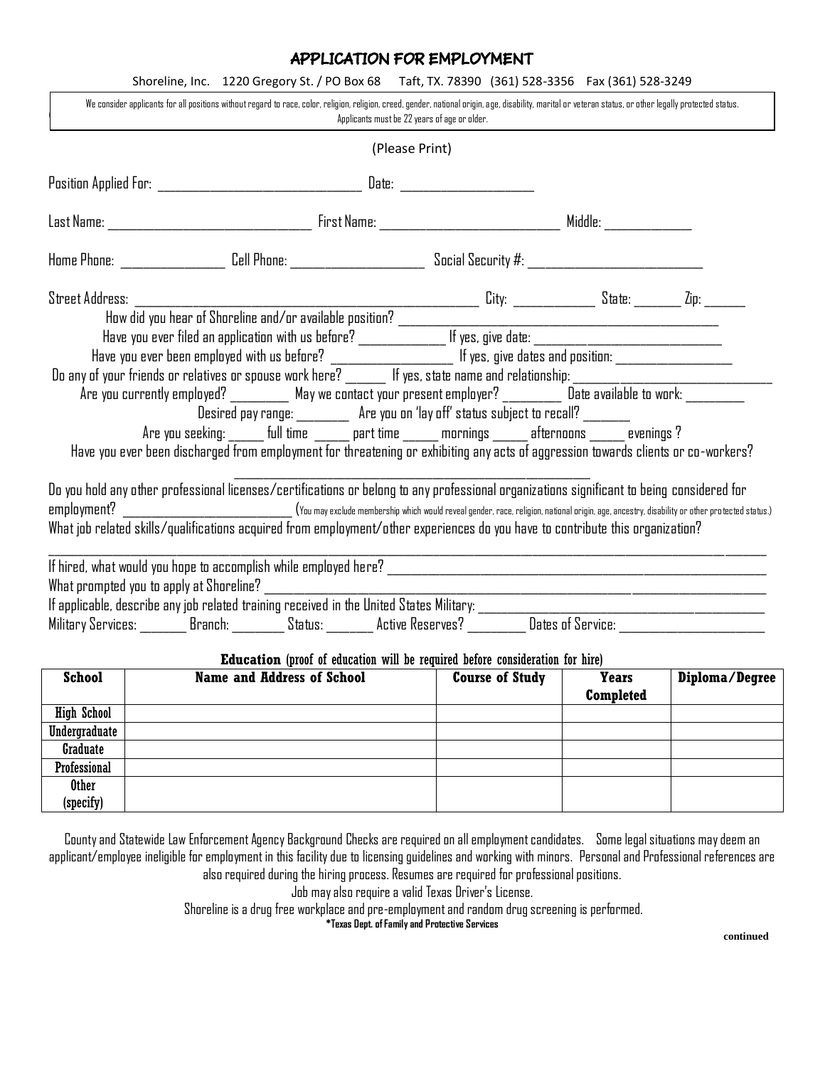# APPLICATION FOR EMPLOYMENT

Shoreline, Inc. 1220 Gregory St. / PO Box 68 Taft, TX. 78390 (361) 528-3356 Fax (361) 528-3249

We consider applicants for all positions without regard to race, color, religion, religion, creed, gender, national origin, age, disability, marital or veteran status, or other legally protected status. Applicants must be 22 years of age or older.

(Please Print)

Position Applied For: ______________________________ Date: ____________________

Last Name: ______________________________ First Name: ___________________________ Middle: _____________

Home Phone: ________________ Cell Phone: ____________________ Social Security #: ___________________________

Street Address: ____________________________________________________ City: ____________ State: _______ Zip: ______

How did you hear of Shoreline and/or available position? ________________________________________________

Have you ever filed an application with us before? _____________ If yes, give date: ____________________________

Have you ever been employed with us before? __________________ If yes, give dates and position: ________________

Do any of your friends or relatives or spouse work here? ______ If yes, state name and relationship: ______________________________

Are you currently employed? _________ May we contact your present employer? _________ Date available to work: _________

Desired pay range: ________ Are you on 'lay off' status subject to recall? _______

Are you seeking: _____ full time _____ part time _____ mornings _____ afternoons _____ evenings ?

Have you ever been discharged from employment for threatening or exhibiting any acts of aggression towards clients or co-workers?

_____________________________________________________

Do you hold any other professional licenses/certifications or belong to any professional organizations significant to being considered for employment? ___________________________ (You may exclude membership which would reveal gender, race, religion, national origin, age, ancestry, disability or other protected status.)

What job related skills/qualifications acquired from employment/other experiences do you have to contribute this organization?

______________________________________________________________________________________________________________

If hired, what would you hope to accomplish while employed here? ______________________________________________________________

What prompted you to apply at Shoreline? ___________________________________________________________________________________

If applicable, describe any job related training received in the United States Military: _____________________________________________

Military Services: _______ Branch: ________ Status: _______ Active Reserves? _________ Dates of Service: ______________________

**Education** (proof of education will be required before consideration for hire)

| School | Name and Address of School | Course of Study | Years Completed | Diploma/Degree |
|---|---|---|---|---|
| High School | | | | |
| Undergraduate | | | | |
| Graduate | | | | |
| Professional | | | | |
| Other (specify) | | | | |

County and Statewide Law Enforcement Agency Background Checks are required on all employment candidates. Some legal situations may deem an applicant/employee ineligible for employment in this facility due to licensing guidelines and working with minors. Personal and Professional references are also required during the hiring process. Resumes are required for professional positions.

Job may also require a valid Texas Driver's License.

Shoreline is a drug free workplace and pre-employment and random drug screening is performed.

**\*Texas Dept. of Family and Protective Services**

**continued**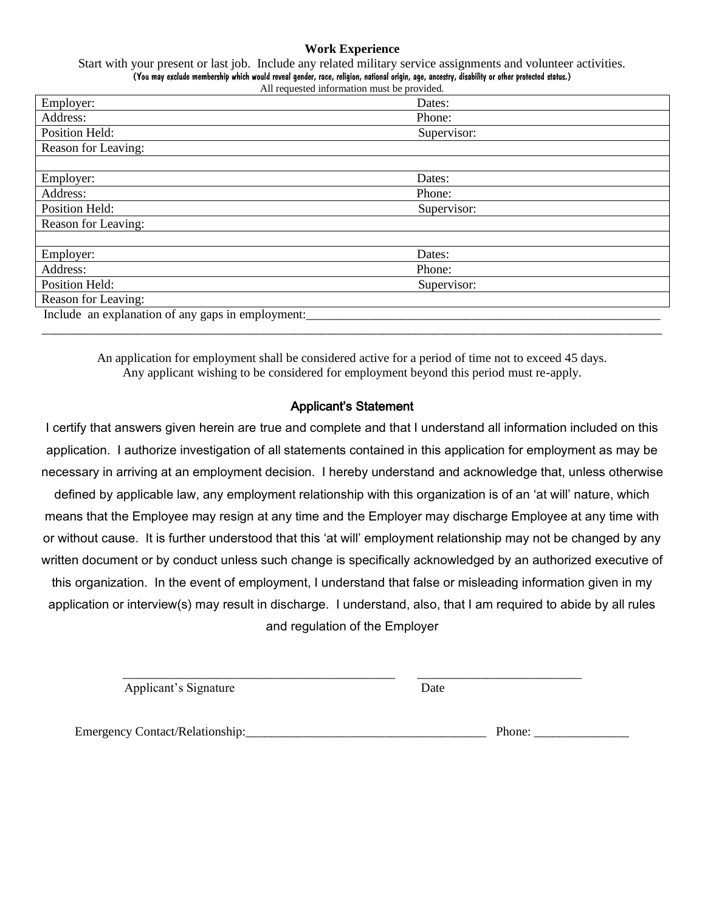**Work Experience**

Start with your present or last job. Include any related military service assignments and volunteer activities.

**(You may exclude membership which would reveal gender, race, religion, national origin, age, ancestry, disability or other protected status.)**

All requested information must be provided.

| | |
|---|---|
| Employer: | Dates: |
| Address: | Phone: |
| Position Held: | Supervisor: |
| Reason for Leaving: | |
| | |
| Employer: | Dates: |
| Address: | Phone: |
| Position Held: | Supervisor: |
| Reason for Leaving: | |
| | |
| Employer: | Dates: |
| Address: | Phone: |
| Position Held: | Supervisor: |
| Reason for Leaving: | |

Include an explanation of any gaps in employment:\_\_\_\_\_\_\_\_\_\_\_\_\_\_\_\_\_\_\_\_\_\_\_\_\_\_\_\_\_\_\_\_\_\_\_\_\_\_\_\_\_\_\_\_\_\_\_\_\_\_\_\_\_\_\_\_\_\_

\_\_\_\_\_\_\_\_\_\_\_\_\_\_\_\_\_\_\_\_\_\_\_\_\_\_\_\_\_\_\_\_\_\_\_\_\_\_\_\_\_\_\_\_\_\_\_\_\_\_\_\_\_\_\_\_\_\_\_\_\_\_\_\_\_\_\_\_\_\_\_\_\_\_\_\_\_\_\_\_\_\_\_\_\_\_\_\_\_\_\_\_\_\_\_\_\_\_\_\_

An application for employment shall be considered active for a period of time not to exceed 45 days. Any applicant wishing to be considered for employment beyond this period must re-apply.

## Applicant's Statement

I certify that answers given herein are true and complete and that I understand all information included on this application. I authorize investigation of all statements contained in this application for employment as may be necessary in arriving at an employment decision. I hereby understand and acknowledge that, unless otherwise defined by applicable law, any employment relationship with this organization is of an 'at will' nature, which means that the Employee may resign at any time and the Employer may discharge Employee at any time with or without cause. It is further understood that this 'at will' employment relationship may not be changed by any written document or by conduct unless such change is specifically acknowledged by an authorized executive of this organization. In the event of employment, I understand that false or misleading information given in my application or interview(s) may result in discharge. I understand, also, that I am required to abide by all rules and regulation of the Employer

\_\_\_\_\_\_\_\_\_\_\_\_\_\_\_\_\_\_\_\_\_\_\_\_\_\_\_\_\_\_\_\_\_\_\_\_\_\_\_\_\_\_\_ \_\_\_\_\_\_\_\_\_\_\_\_\_\_\_\_\_\_\_\_\_\_\_\_\_\_

Applicant's Signature Date

Emergency Contact/Relationship:\_\_\_\_\_\_\_\_\_\_\_\_\_\_\_\_\_\_\_\_\_\_\_\_\_\_\_\_\_\_\_\_\_\_\_\_\_\_\_ Phone: \_\_\_\_\_\_\_\_\_\_\_\_\_\_\_